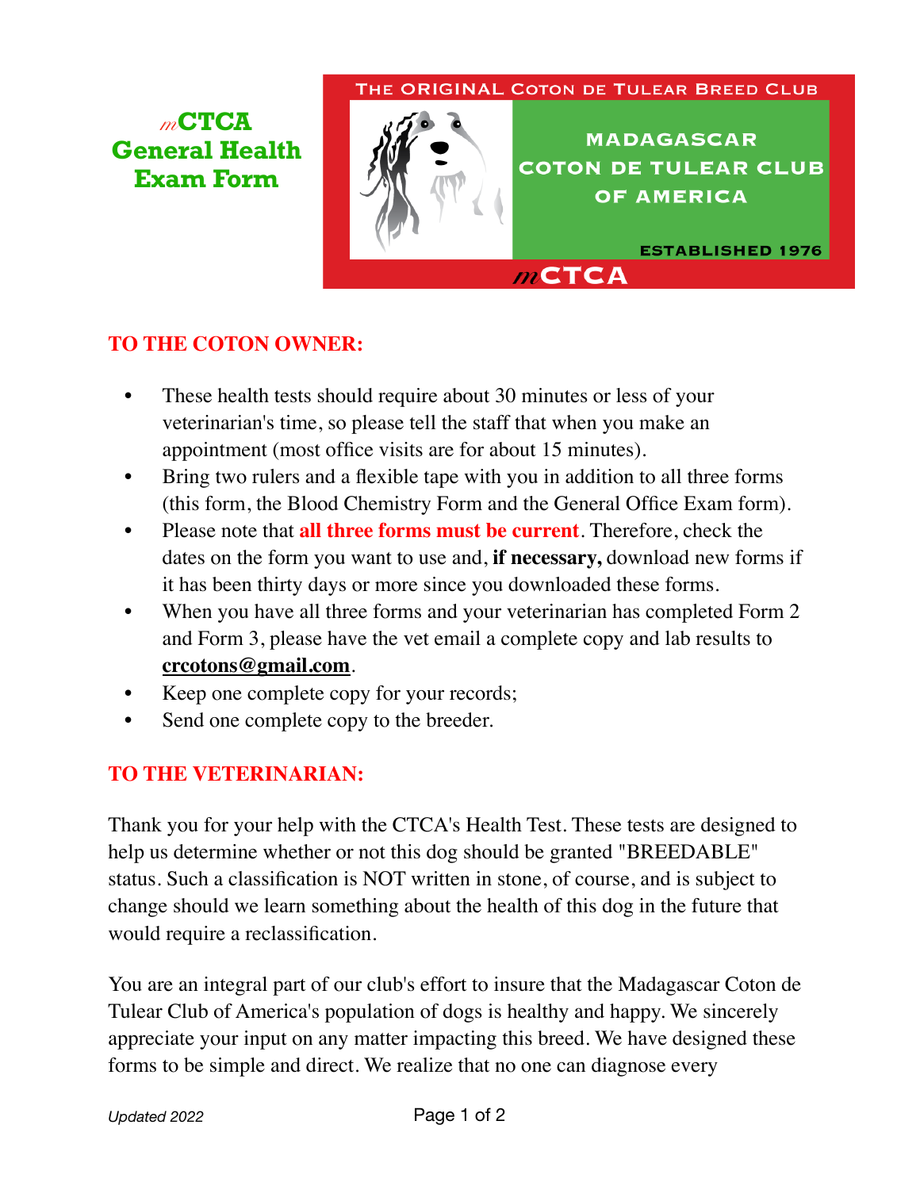# *m*CTCA General Health Exam Form

THE ORIGINAL COTON DE TULEAR BREED CLUB

**MADAGASCAR COTON DE TULEAR CLUB OF AMERICA**

**ESTABLISHED 1976**

***m*CTCA**

## TO THE COTON OWNER:

- These health tests should require about 30 minutes or less of your veterinarian's time, so please tell the staff that when you make an appointment (most office visits are for about 15 minutes).
- Bring two rulers and a flexible tape with you in addition to all three forms (this form, the Blood Chemistry Form and the General Office Exam form).
- Please note that **all three forms must be current**. Therefore, check the dates on the form you want to use and, **if necessary,** download new forms if it has been thirty days or more since you downloaded these forms.
- When you have all three forms and your veterinarian has completed Form 2 and Form 3, please have the vet email a complete copy and lab results to **crcotons@gmail.com**.
- Keep one complete copy for your records;
- Send one complete copy to the breeder.

## TO THE VETERINARIAN:

Thank you for your help with the CTCA's Health Test. These tests are designed to help us determine whether or not this dog should be granted "BREEDABLE" status. Such a classification is NOT written in stone, of course, and is subject to change should we learn something about the health of this dog in the future that would require a reclassification.

You are an integral part of our club's effort to insure that the Madagascar Coton de Tulear Club of America's population of dogs is healthy and happy. We sincerely appreciate your input on any matter impacting this breed. We have designed these forms to be simple and direct. We realize that no one can diagnose every

*Updated 2022*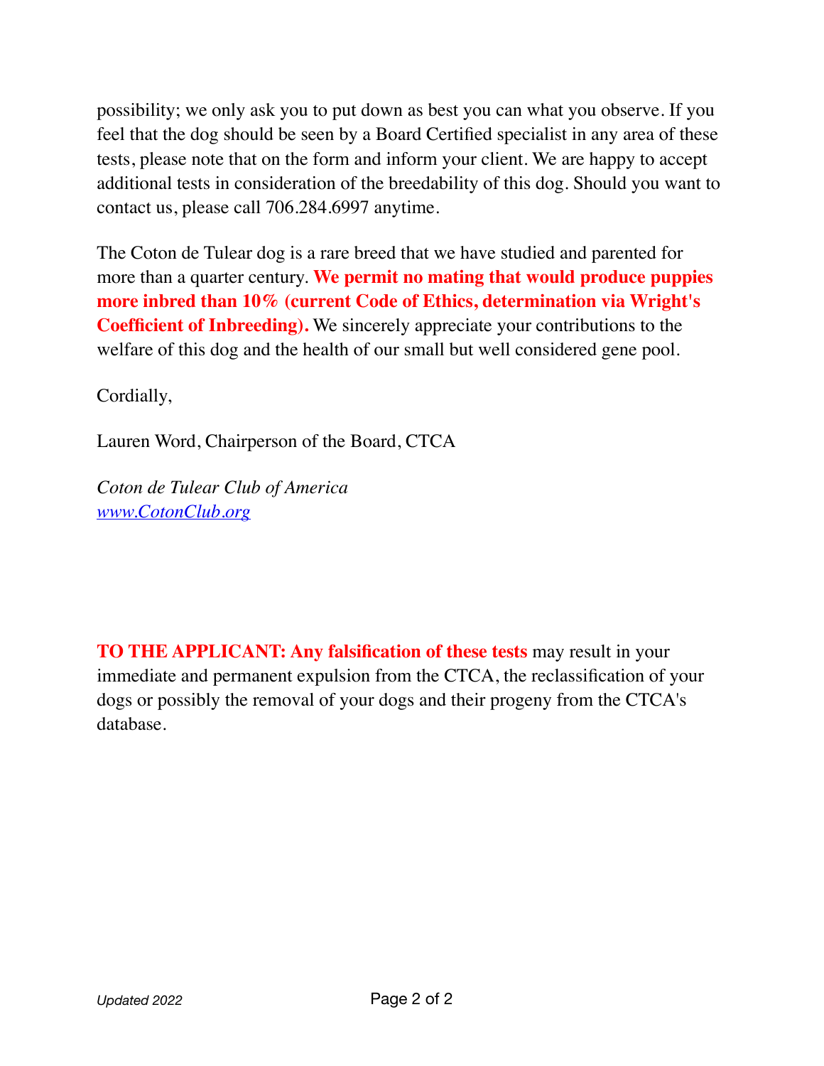possibility; we only ask you to put down as best you can what you observe. If you feel that the dog should be seen by a Board Certified specialist in any area of these tests, please note that on the form and inform your client. We are happy to accept additional tests in consideration of the breedability of this dog. Should you want to contact us, please call 706.284.6997 anytime.

The Coton de Tulear dog is a rare breed that we have studied and parented for more than a quarter century. **We permit no mating that would produce puppies more inbred than 10% (current Code of Ethics, determination via Wright's Coefficient of Inbreeding).** We sincerely appreciate your contributions to the welfare of this dog and the health of our small but well considered gene pool.

Cordially,

Lauren Word, Chairperson of the Board, CTCA

*Coton de Tulear Club of America*
*[www.CotonClub.org](http://www.CotonClub.org)*

**TO THE APPLICANT: Any falsification of these tests** may result in your immediate and permanent expulsion from the CTCA, the reclassification of your dogs or possibly the removal of your dogs and their progeny from the CTCA's database.

*Updated 2022*